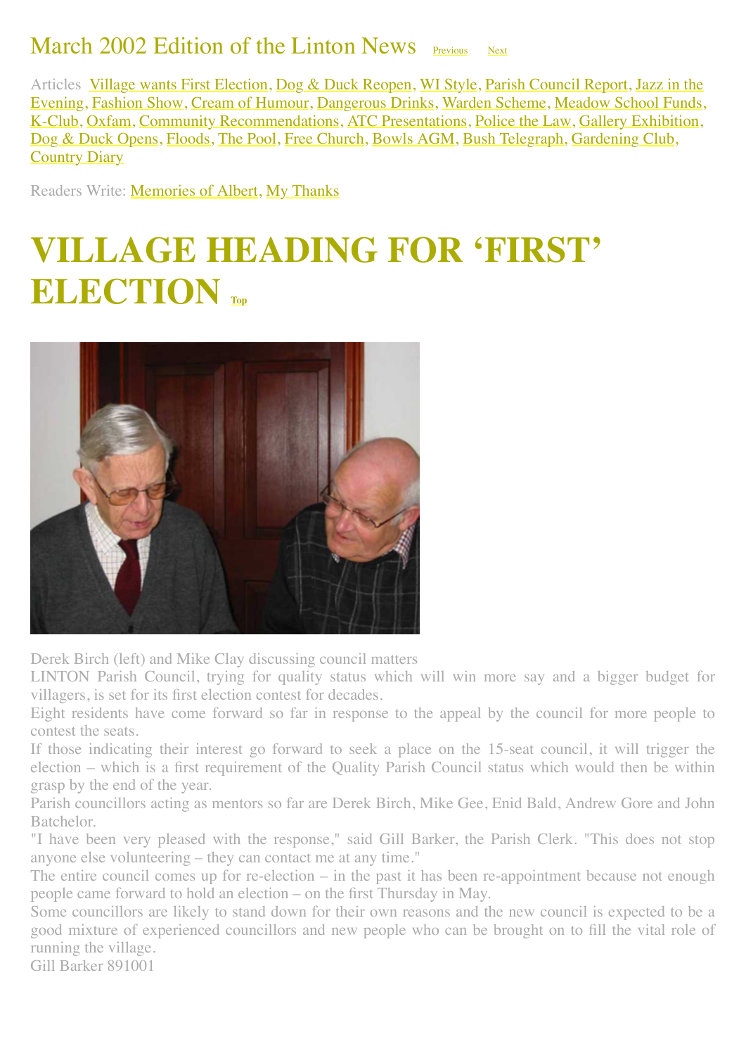# March 2002 Edition of the Linton News Previous Next

Articles Village wants First Election, Dog & Duck Reopen, WI Style, Parish Council Report, Jazz in the Evening, Fashion Show, Cream of Humour, Dangerous Drinks, Warden Scheme, Meadow School Funds, K-Club, Oxfam, Community Recommendations, ATC Presentations, Police the Law, Gallery Exhibition, Dog & Duck Opens, Floods, The Pool, Free Church, Bowls AGM, Bush Telegraph, Gardening Club, Country Diary

Readers Write: Memories of Albert, My Thanks

# VILLAGE HEADING FOR 'FIRST' ELECTION Top

Derek Birch (left) and Mike Clay discussing council matters

LINTON Parish Council, trying for quality status which will win more say and a bigger budget for villagers, is set for its first election contest for decades.

Eight residents have come forward so far in response to the appeal by the council for more people to contest the seats.

If those indicating their interest go forward to seek a place on the 15-seat council, it will trigger the election – which is a first requirement of the Quality Parish Council status which would then be within grasp by the end of the year.

Parish councillors acting as mentors so far are Derek Birch, Mike Gee, Enid Bald, Andrew Gore and John Batchelor.

"I have been very pleased with the response," said Gill Barker, the Parish Clerk. "This does not stop anyone else volunteering – they can contact me at any time."

The entire council comes up for re-election – in the past it has been re-appointment because not enough people came forward to hold an election – on the first Thursday in May.

Some councillors are likely to stand down for their own reasons and the new council is expected to be a good mixture of experienced councillors and new people who can be brought on to fill the vital role of running the village.

Gill Barker 891001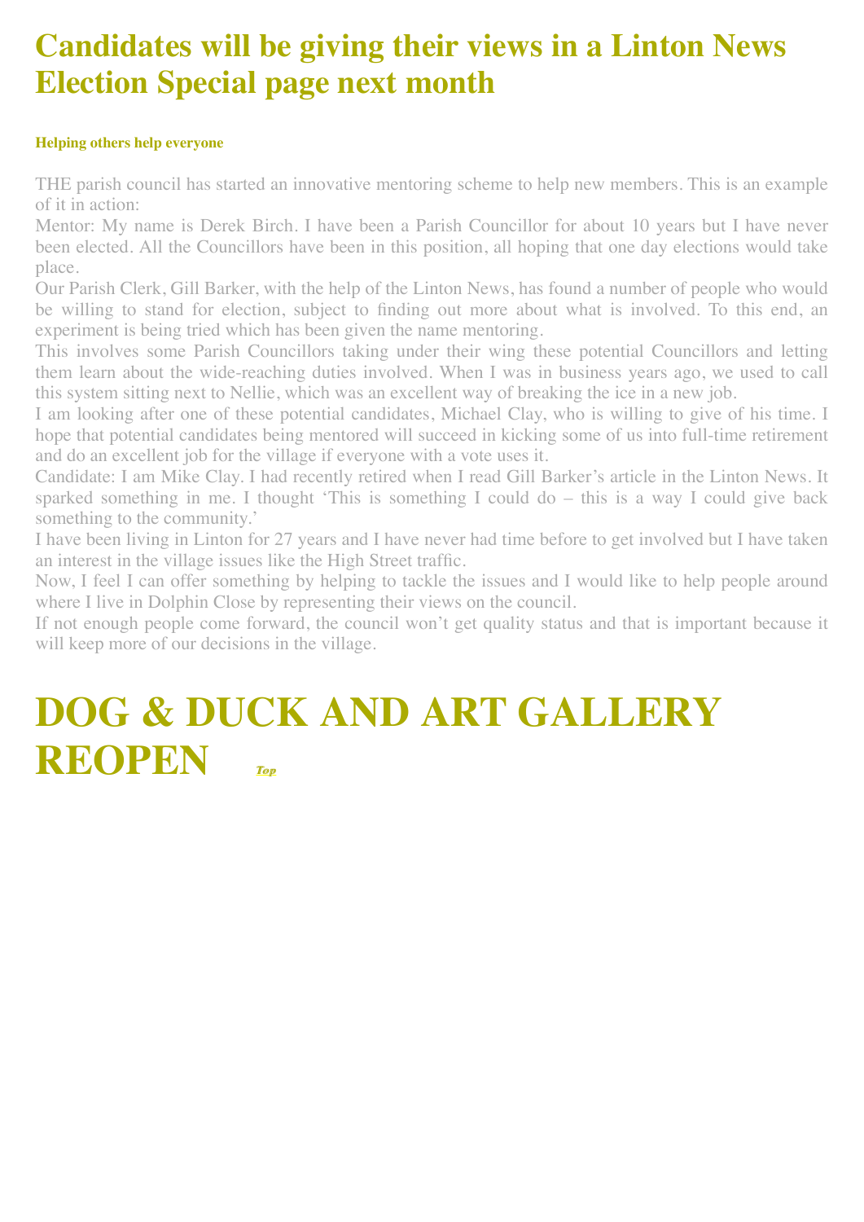# Candidates will be giving their views in a Linton News Election Special page next month

### Helping others help everyone

THE parish council has started an innovative mentoring scheme to help new members. This is an example of it in action:

Mentor: My name is Derek Birch. I have been a Parish Councillor for about 10 years but I have never been elected. All the Councillors have been in this position, all hoping that one day elections would take place.

Our Parish Clerk, Gill Barker, with the help of the Linton News, has found a number of people who would be willing to stand for election, subject to finding out more about what is involved. To this end, an experiment is being tried which has been given the name mentoring.

This involves some Parish Councillors taking under their wing these potential Councillors and letting them learn about the wide-reaching duties involved. When I was in business years ago, we used to call this system sitting next to Nellie, which was an excellent way of breaking the ice in a new job.

I am looking after one of these potential candidates, Michael Clay, who is willing to give of his time. I hope that potential candidates being mentored will succeed in kicking some of us into full-time retirement and do an excellent job for the village if everyone with a vote uses it.

Candidate: I am Mike Clay. I had recently retired when I read Gill Barker's article in the Linton News. It sparked something in me. I thought 'This is something I could do – this is a way I could give back something to the community.'

I have been living in Linton for 27 years and I have never had time before to get involved but I have taken an interest in the village issues like the High Street traffic.

Now, I feel I can offer something by helping to tackle the issues and I would like to help people around where I live in Dolphin Close by representing their views on the council.

If not enough people come forward, the council won't get quality status and that is important because it will keep more of our decisions in the village.

# DOG & DUCK AND ART GALLERY REOPEN

*Top*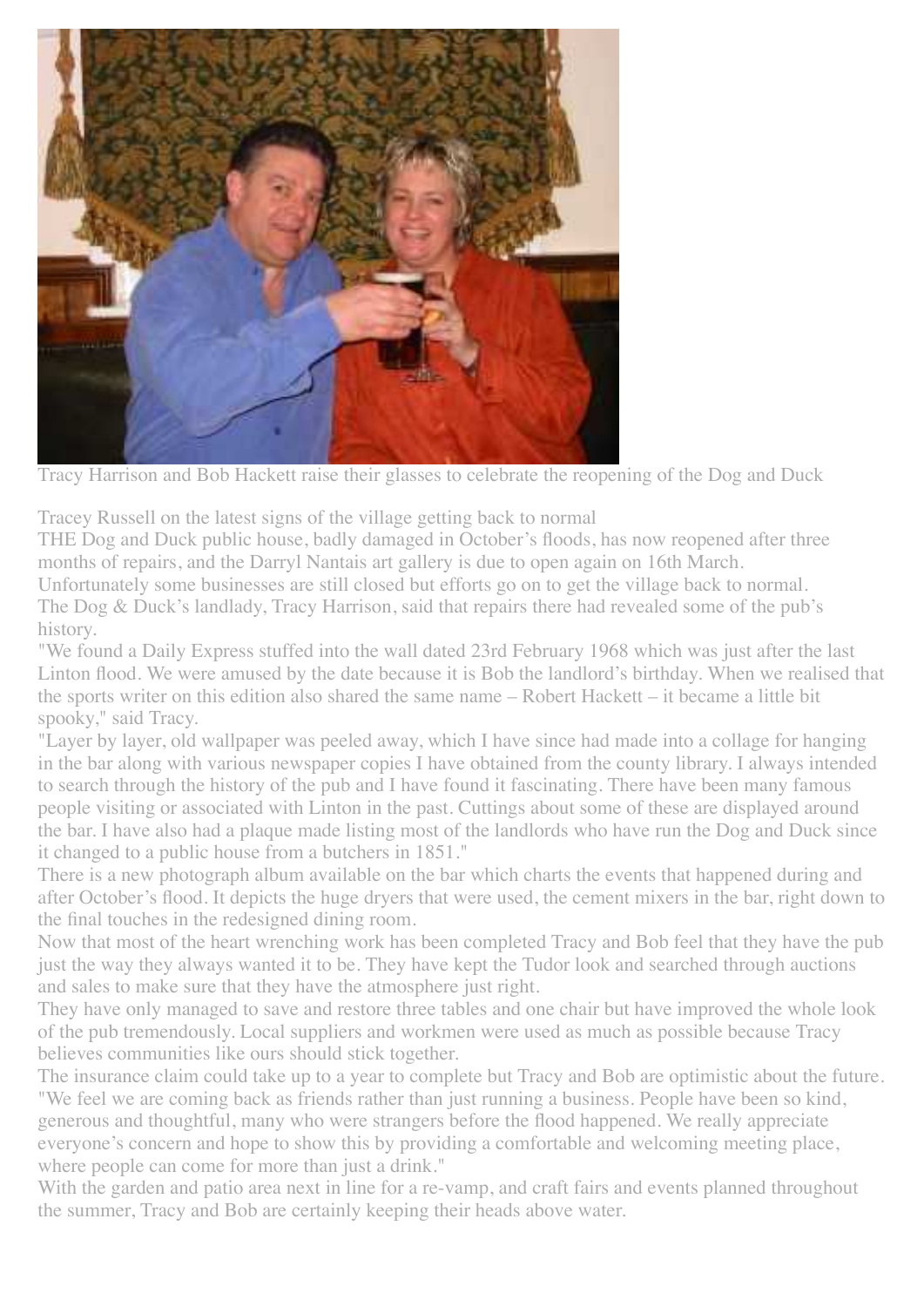Tracy Harrison and Bob Hackett raise their glasses to celebrate the reopening of the Dog and Duck

Tracey Russell on the latest signs of the village getting back to normal

THE Dog and Duck public house, badly damaged in October's floods, has now reopened after three months of repairs, and the Darryl Nantais art gallery is due to open again on 16th March.

Unfortunately some businesses are still closed but efforts go on to get the village back to normal.

The Dog & Duck's landlady, Tracy Harrison, said that repairs there had revealed some of the pub's history.

"We found a Daily Express stuffed into the wall dated 23rd February 1968 which was just after the last Linton flood. We were amused by the date because it is Bob the landlord's birthday. When we realised that the sports writer on this edition also shared the same name – Robert Hackett – it became a little bit spooky," said Tracy.

"Layer by layer, old wallpaper was peeled away, which I have since had made into a collage for hanging in the bar along with various newspaper copies I have obtained from the county library. I always intended to search through the history of the pub and I have found it fascinating. There have been many famous people visiting or associated with Linton in the past. Cuttings about some of these are displayed around the bar. I have also had a plaque made listing most of the landlords who have run the Dog and Duck since it changed to a public house from a butchers in 1851."

There is a new photograph album available on the bar which charts the events that happened during and after October's flood. It depicts the huge dryers that were used, the cement mixers in the bar, right down to the final touches in the redesigned dining room.

Now that most of the heart wrenching work has been completed Tracy and Bob feel that they have the pub just the way they always wanted it to be. They have kept the Tudor look and searched through auctions and sales to make sure that they have the atmosphere just right.

They have only managed to save and restore three tables and one chair but have improved the whole look of the pub tremendously. Local suppliers and workmen were used as much as possible because Tracy believes communities like ours should stick together.

The insurance claim could take up to a year to complete but Tracy and Bob are optimistic about the future.

"We feel we are coming back as friends rather than just running a business. People have been so kind, generous and thoughtful, many who were strangers before the flood happened. We really appreciate everyone's concern and hope to show this by providing a comfortable and welcoming meeting place, where people can come for more than just a drink."

With the garden and patio area next in line for a re-vamp, and craft fairs and events planned throughout the summer, Tracy and Bob are certainly keeping their heads above water.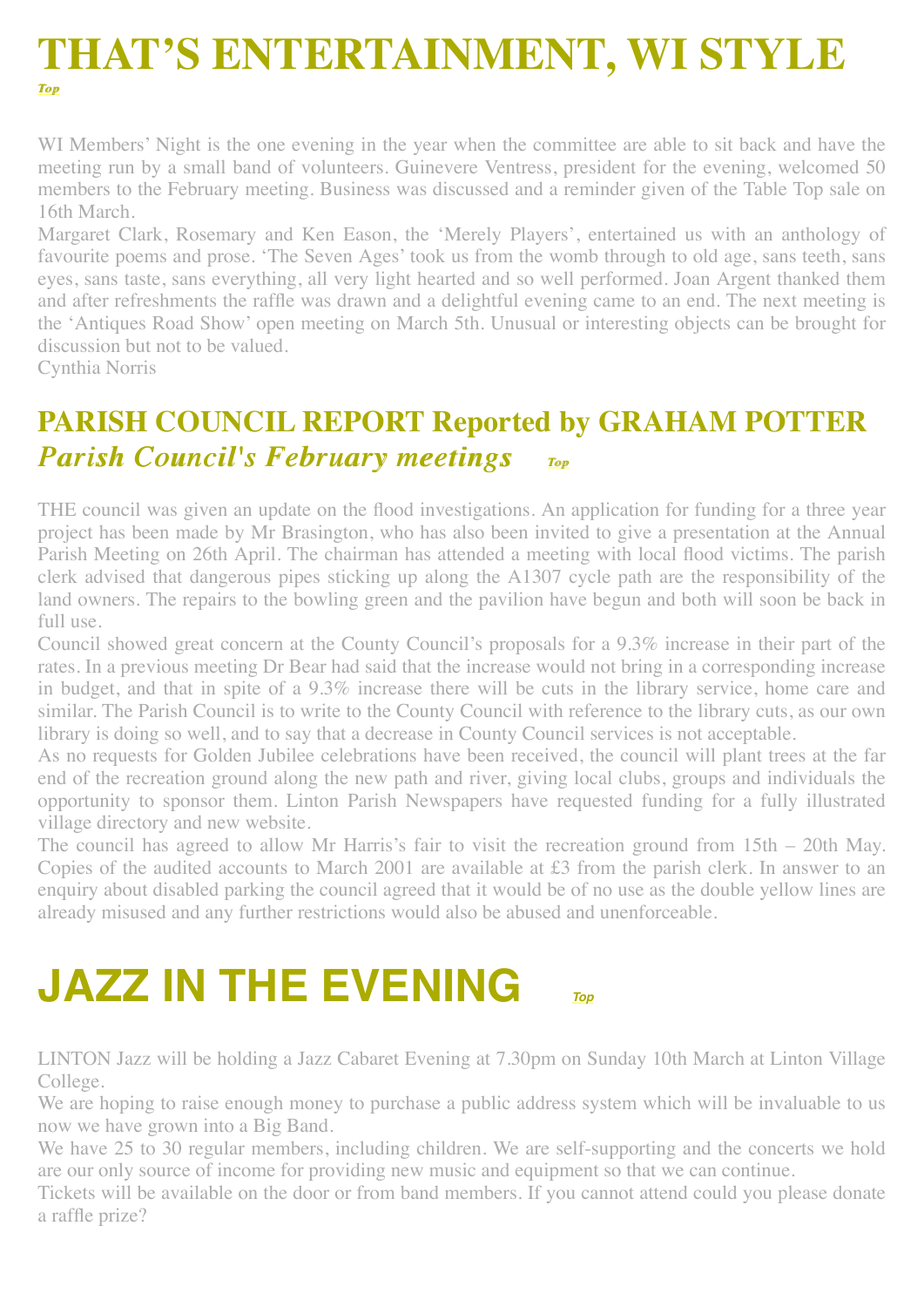# THAT'S ENTERTAINMENT, WI STYLE

*Top*

WI Members' Night is the one evening in the year when the committee are able to sit back and have the meeting run by a small band of volunteers. Guinevere Ventress, president for the evening, welcomed 50 members to the February meeting. Business was discussed and a reminder given of the Table Top sale on 16th March.

Margaret Clark, Rosemary and Ken Eason, the 'Merely Players', entertained us with an anthology of favourite poems and prose. 'The Seven Ages' took us from the womb through to old age, sans teeth, sans eyes, sans taste, sans everything, all very light hearted and so well performed. Joan Argent thanked them and after refreshments the raffle was drawn and a delightful evening came to an end. The next meeting is the 'Antiques Road Show' open meeting on March 5th. Unusual or interesting objects can be brought for discussion but not to be valued.

Cynthia Norris

## PARISH COUNCIL REPORT Reported by GRAHAM POTTER

## *Parish Council's February meetings*

*Top*

THE council was given an update on the flood investigations. An application for funding for a three year project has been made by Mr Brasington, who has also been invited to give a presentation at the Annual Parish Meeting on 26th April. The chairman has attended a meeting with local flood victims. The parish clerk advised that dangerous pipes sticking up along the A1307 cycle path are the responsibility of the land owners. The repairs to the bowling green and the pavilion have begun and both will soon be back in full use.

Council showed great concern at the County Council's proposals for a 9.3% increase in their part of the rates. In a previous meeting Dr Bear had said that the increase would not bring in a corresponding increase in budget, and that in spite of a 9.3% increase there will be cuts in the library service, home care and similar. The Parish Council is to write to the County Council with reference to the library cuts, as our own library is doing so well, and to say that a decrease in County Council services is not acceptable.

As no requests for Golden Jubilee celebrations have been received, the council will plant trees at the far end of the recreation ground along the new path and river, giving local clubs, groups and individuals the opportunity to sponsor them. Linton Parish Newspapers have requested funding for a fully illustrated village directory and new website.

The council has agreed to allow Mr Harris's fair to visit the recreation ground from 15th – 20th May. Copies of the audited accounts to March 2001 are available at £3 from the parish clerk. In answer to an enquiry about disabled parking the council agreed that it would be of no use as the double yellow lines are already misused and any further restrictions would also be abused and unenforceable.

# JAZZ IN THE EVENING

*Top*

LINTON Jazz will be holding a Jazz Cabaret Evening at 7.30pm on Sunday 10th March at Linton Village College.

We are hoping to raise enough money to purchase a public address system which will be invaluable to us now we have grown into a Big Band.

We have 25 to 30 regular members, including children. We are self-supporting and the concerts we hold are our only source of income for providing new music and equipment so that we can continue.

Tickets will be available on the door or from band members. If you cannot attend could you please donate a raffle prize?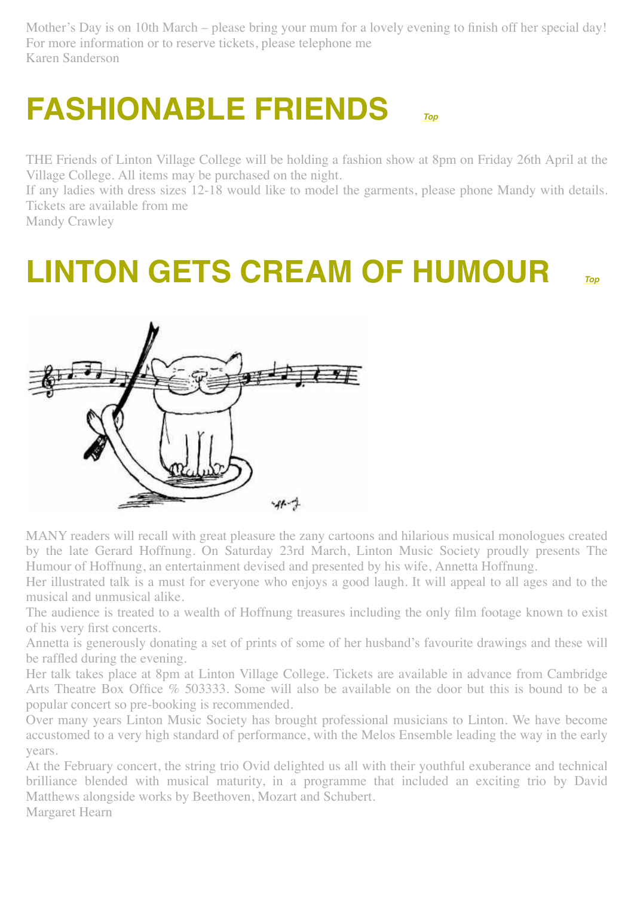Mother's Day is on 10th March – please bring your mum for a lovely evening to finish off her special day! For more information or to reserve tickets, please telephone me
Karen Sanderson

# FASHIONABLE FRIENDS

*Top*

THE Friends of Linton Village College will be holding a fashion show at 8pm on Friday 26th April at the Village College. All items may be purchased on the night.
If any ladies with dress sizes 12-18 would like to model the garments, please phone Mandy with details. Tickets are available from me
Mandy Crawley

# LINTON GETS CREAM OF HUMOUR

*Top*

MANY readers will recall with great pleasure the zany cartoons and hilarious musical monologues created by the late Gerard Hoffnung. On Saturday 23rd March, Linton Music Society proudly presents The Humour of Hoffnung, an entertainment devised and presented by his wife, Annetta Hoffnung.
Her illustrated talk is a must for everyone who enjoys a good laugh. It will appeal to all ages and to the musical and unmusical alike.
The audience is treated to a wealth of Hoffnung treasures including the only film footage known to exist of his very first concerts.
Annetta is generously donating a set of prints of some of her husband's favourite drawings and these will be raffled during the evening.
Her talk takes place at 8pm at Linton Village College. Tickets are available in advance from Cambridge Arts Theatre Box Office % 503333. Some will also be available on the door but this is bound to be a popular concert so pre-booking is recommended.
Over many years Linton Music Society has brought professional musicians to Linton. We have become accustomed to a very high standard of performance, with the Melos Ensemble leading the way in the early years.
At the February concert, the string trio Ovid delighted us all with their youthful exuberance and technical brilliance blended with musical maturity, in a programme that included an exciting trio by David Matthews alongside works by Beethoven, Mozart and Schubert.
Margaret Hearn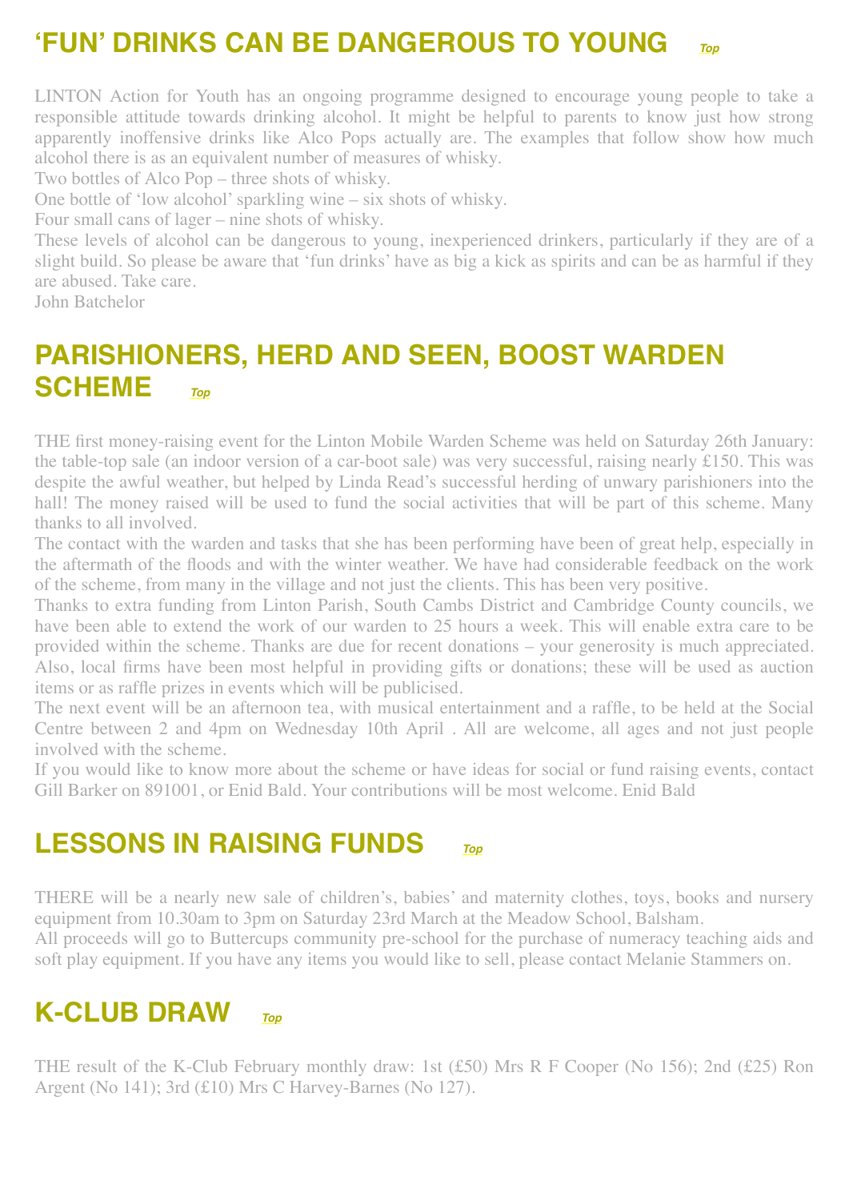## 'FUN' DRINKS CAN BE DANGEROUS TO YOUNG

LINTON Action for Youth has an ongoing programme designed to encourage young people to take a responsible attitude towards drinking alcohol. It might be helpful to parents to know just how strong apparently inoffensive drinks like Alco Pops actually are. The examples that follow show how much alcohol there is as an equivalent number of measures of whisky.

Two bottles of Alco Pop – three shots of whisky.

One bottle of 'low alcohol' sparkling wine – six shots of whisky.

Four small cans of lager – nine shots of whisky.

These levels of alcohol can be dangerous to young, inexperienced drinkers, particularly if they are of a slight build. So please be aware that 'fun drinks' have as big a kick as spirits and can be as harmful if they are abused. Take care.

John Batchelor

## PARISHIONERS, HERD AND SEEN, BOOST WARDEN SCHEME

THE first money-raising event for the Linton Mobile Warden Scheme was held on Saturday 26th January: the table-top sale (an indoor version of a car-boot sale) was very successful, raising nearly £150. This was despite the awful weather, but helped by Linda Read's successful herding of unwary parishioners into the hall! The money raised will be used to fund the social activities that will be part of this scheme. Many thanks to all involved.

The contact with the warden and tasks that she has been performing have been of great help, especially in the aftermath of the floods and with the winter weather. We have had considerable feedback on the work of the scheme, from many in the village and not just the clients. This has been very positive.

Thanks to extra funding from Linton Parish, South Cambs District and Cambridge County councils, we have been able to extend the work of our warden to 25 hours a week. This will enable extra care to be provided within the scheme. Thanks are due for recent donations – your generosity is much appreciated. Also, local firms have been most helpful in providing gifts or donations; these will be used as auction items or as raffle prizes in events which will be publicised.

The next event will be an afternoon tea, with musical entertainment and a raffle, to be held at the Social Centre between 2 and 4pm on Wednesday 10th April . All are welcome, all ages and not just people involved with the scheme.

If you would like to know more about the scheme or have ideas for social or fund raising events, contact Gill Barker on 891001, or Enid Bald. Your contributions will be most welcome. Enid Bald

## LESSONS IN RAISING FUNDS

THERE will be a nearly new sale of children's, babies' and maternity clothes, toys, books and nursery equipment from 10.30am to 3pm on Saturday 23rd March at the Meadow School, Balsham.

All proceeds will go to Buttercups community pre-school for the purchase of numeracy teaching aids and soft play equipment. If you have any items you would like to sell, please contact Melanie Stammers on.

## K-CLUB DRAW

THE result of the K-Club February monthly draw: 1st (£50) Mrs R F Cooper (No 156); 2nd (£25) Ron Argent (No 141); 3rd (£10) Mrs C Harvey-Barnes (No 127).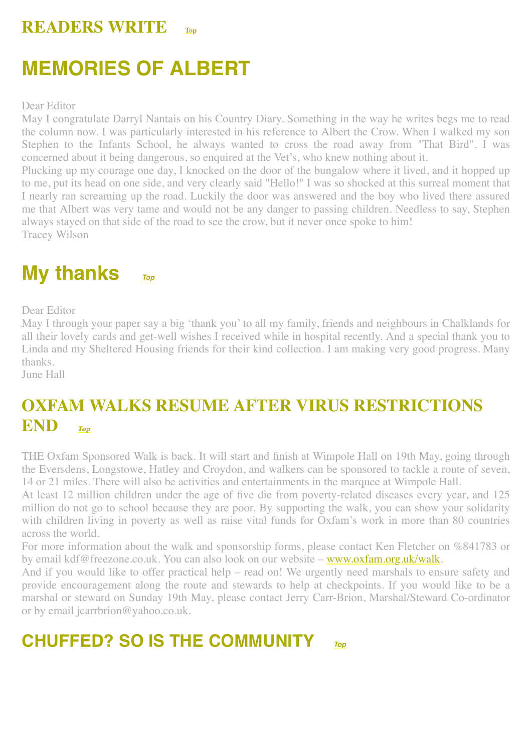## READERS WRITE Top

# MEMORIES OF ALBERT

Dear Editor

May I congratulate Darryl Nantais on his Country Diary. Something in the way he writes begs me to read the column now. I was particularly interested in his reference to Albert the Crow. When I walked my son Stephen to the Infants School, he always wanted to cross the road away from "That Bird". I was concerned about it being dangerous, so enquired at the Vet's, who knew nothing about it.

Plucking up my courage one day, I knocked on the door of the bungalow where it lived, and it hopped up to me, put its head on one side, and very clearly said "Hello!" I was so shocked at this surreal moment that I nearly ran screaming up the road. Luckily the door was answered and the boy who lived there assured me that Albert was very tame and would not be any danger to passing children. Needless to say, Stephen always stayed on that side of the road to see the crow, but it never once spoke to him!

Tracey Wilson

# My thanks *Top*

Dear Editor

May I through your paper say a big 'thank you' to all my family, friends and neighbours in Chalklands for all their lovely cards and get-well wishes I received while in hospital recently. And a special thank you to Linda and my Sheltered Housing friends for their kind collection. I am making very good progress. Many thanks.

June Hall

## OXFAM WALKS RESUME AFTER VIRUS RESTRICTIONS END *Top*

THE Oxfam Sponsored Walk is back. It will start and finish at Wimpole Hall on 19th May, going through the Eversdens, Longstowe, Hatley and Croydon, and walkers can be sponsored to tackle a route of seven, 14 or 21 miles. There will also be activities and entertainments in the marquee at Wimpole Hall.

At least 12 million children under the age of five die from poverty-related diseases every year, and 125 million do not go to school because they are poor. By supporting the walk, you can show your solidarity with children living in poverty as well as raise vital funds for Oxfam's work in more than 80 countries across the world.

For more information about the walk and sponsorship forms, please contact Ken Fletcher on %841783 or by email kdf@freezone.co.uk. You can also look on our website – www.oxfam.org.uk/walk.

And if you would like to offer practical help – read on! We urgently need marshals to ensure safety and provide encouragement along the route and stewards to help at checkpoints. If you would like to be a marshal or steward on Sunday 19th May, please contact Jerry Carr-Brion, Marshal/Steward Co-ordinator or by email jcarrbrion@yahoo.co.uk.

# CHUFFED? SO IS THE COMMUNITY *Top*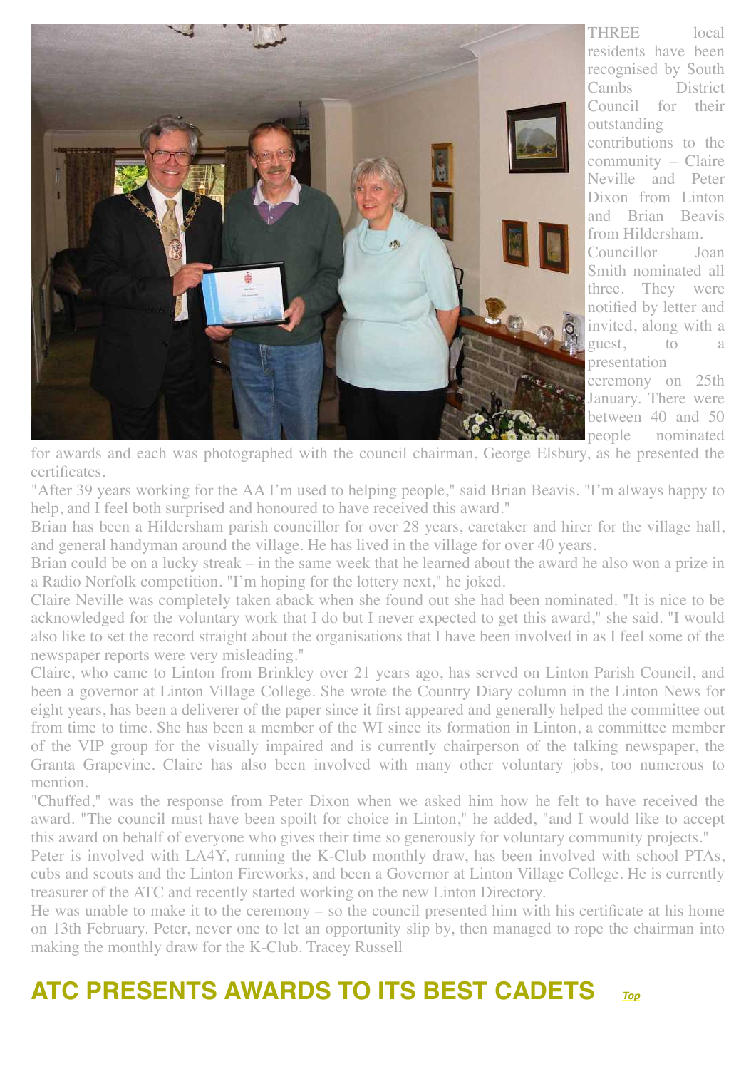THREE local residents have been recognised by South Cambs District Council for their outstanding contributions to the community – Claire Neville and Peter Dixon from Linton and Brian Beavis from Hildersham. Councillor Joan Smith nominated all three. They were notified by letter and invited, along with a guest, to a presentation ceremony on 25th January. There were between 40 and 50 people nominated for awards and each was photographed with the council chairman, George Elsbury, as he presented the certificates.

"After 39 years working for the AA I'm used to helping people," said Brian Beavis. "I'm always happy to help, and I feel both surprised and honoured to have received this award."

Brian has been a Hildersham parish councillor for over 28 years, caretaker and hirer for the village hall, and general handyman around the village. He has lived in the village for over 40 years.

Brian could be on a lucky streak – in the same week that he learned about the award he also won a prize in a Radio Norfolk competition. "I'm hoping for the lottery next," he joked.

Claire Neville was completely taken aback when she found out she had been nominated. "It is nice to be acknowledged for the voluntary work that I do but I never expected to get this award," she said. "I would also like to set the record straight about the organisations that I have been involved in as I feel some of the newspaper reports were very misleading."

Claire, who came to Linton from Brinkley over 21 years ago, has served on Linton Parish Council, and been a governor at Linton Village College. She wrote the Country Diary column in the Linton News for eight years, has been a deliverer of the paper since it first appeared and generally helped the committee out from time to time. She has been a member of the WI since its formation in Linton, a committee member of the VIP group for the visually impaired and is currently chairperson of the talking newspaper, the Granta Grapevine. Claire has also been involved with many other voluntary jobs, too numerous to mention.

"Chuffed," was the response from Peter Dixon when we asked him how he felt to have received the award. "The council must have been spoilt for choice in Linton," he added, "and I would like to accept this award on behalf of everyone who gives their time so generously for voluntary community projects."

Peter is involved with LA4Y, running the K-Club monthly draw, has been involved with school PTAs, cubs and scouts and the Linton Fireworks, and been a Governor at Linton Village College. He is currently treasurer of the ATC and recently started working on the new Linton Directory.

He was unable to make it to the ceremony – so the council presented him with his certificate at his home on 13th February. Peter, never one to let an opportunity slip by, then managed to rope the chairman into making the monthly draw for the K-Club. Tracey Russell

## ATC PRESENTS AWARDS TO ITS BEST CADETS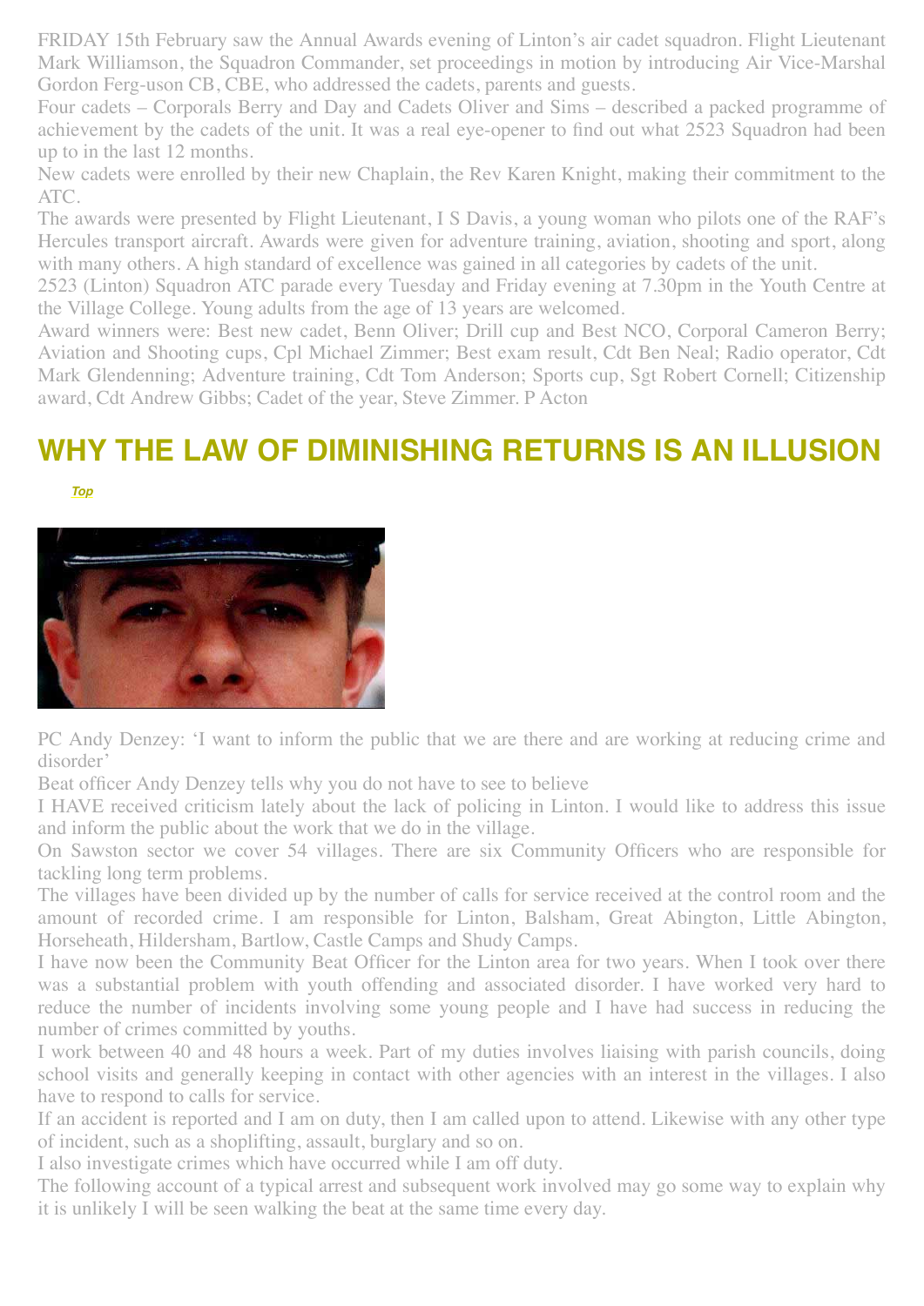FRIDAY 15th February saw the Annual Awards evening of Linton's air cadet squadron. Flight Lieutenant Mark Williamson, the Squadron Commander, set proceedings in motion by introducing Air Vice-Marshal Gordon Ferg-uson CB, CBE, who addressed the cadets, parents and guests.

Four cadets – Corporals Berry and Day and Cadets Oliver and Sims – described a packed programme of achievement by the cadets of the unit. It was a real eye-opener to find out what 2523 Squadron had been up to in the last 12 months.

New cadets were enrolled by their new Chaplain, the Rev Karen Knight, making their commitment to the ATC.

The awards were presented by Flight Lieutenant, I S Davis, a young woman who pilots one of the RAF's Hercules transport aircraft. Awards were given for adventure training, aviation, shooting and sport, along with many others. A high standard of excellence was gained in all categories by cadets of the unit.

2523 (Linton) Squadron ATC parade every Tuesday and Friday evening at 7.30pm in the Youth Centre at the Village College. Young adults from the age of 13 years are welcomed.

Award winners were: Best new cadet, Benn Oliver; Drill cup and Best NCO, Corporal Cameron Berry; Aviation and Shooting cups, Cpl Michael Zimmer; Best exam result, Cdt Ben Neal; Radio operator, Cdt Mark Glendenning; Adventure training, Cdt Tom Anderson; Sports cup, Sgt Robert Cornell; Citizenship award, Cdt Andrew Gibbs; Cadet of the year, Steve Zimmer. P Acton

## WHY THE LAW OF DIMINISHING RETURNS IS AN ILLUSION

*Top*

PC Andy Denzey: 'I want to inform the public that we are there and are working at reducing crime and disorder'

Beat officer Andy Denzey tells why you do not have to see to believe

I HAVE received criticism lately about the lack of policing in Linton. I would like to address this issue and inform the public about the work that we do in the village.

On Sawston sector we cover 54 villages. There are six Community Officers who are responsible for tackling long term problems.

The villages have been divided up by the number of calls for service received at the control room and the amount of recorded crime. I am responsible for Linton, Balsham, Great Abington, Little Abington, Horseheath, Hildersham, Bartlow, Castle Camps and Shudy Camps.

I have now been the Community Beat Officer for the Linton area for two years. When I took over there was a substantial problem with youth offending and associated disorder. I have worked very hard to reduce the number of incidents involving some young people and I have had success in reducing the number of crimes committed by youths.

I work between 40 and 48 hours a week. Part of my duties involves liaising with parish councils, doing school visits and generally keeping in contact with other agencies with an interest in the villages. I also have to respond to calls for service.

If an accident is reported and I am on duty, then I am called upon to attend. Likewise with any other type of incident, such as a shoplifting, assault, burglary and so on.

I also investigate crimes which have occurred while I am off duty.

The following account of a typical arrest and subsequent work involved may go some way to explain why it is unlikely I will be seen walking the beat at the same time every day.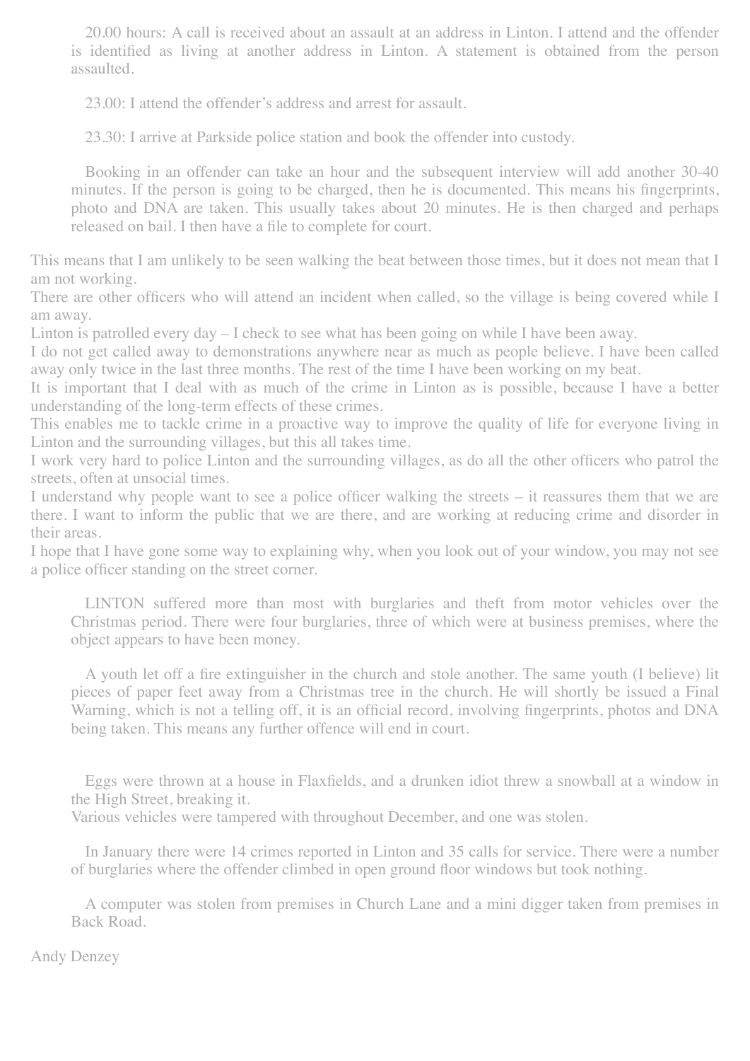20.00 hours: A call is received about an assault at an address in Linton. I attend and the offender is identified as living at another address in Linton. A statement is obtained from the person assaulted.

23.00: I attend the offender's address and arrest for assault.

23.30: I arrive at Parkside police station and book the offender into custody.

Booking in an offender can take an hour and the subsequent interview will add another 30-40 minutes. If the person is going to be charged, then he is documented. This means his fingerprints, photo and DNA are taken. This usually takes about 20 minutes. He is then charged and perhaps released on bail. I then have a file to complete for court.

This means that I am unlikely to be seen walking the beat between those times, but it does not mean that I am not working.

There are other officers who will attend an incident when called, so the village is being covered while I am away.

Linton is patrolled every day – I check to see what has been going on while I have been away.

I do not get called away to demonstrations anywhere near as much as people believe. I have been called away only twice in the last three months. The rest of the time I have been working on my beat.

It is important that I deal with as much of the crime in Linton as is possible, because I have a better understanding of the long-term effects of these crimes.

This enables me to tackle crime in a proactive way to improve the quality of life for everyone living in Linton and the surrounding villages, but this all takes time.

I work very hard to police Linton and the surrounding villages, as do all the other officers who patrol the streets, often at unsocial times.

I understand why people want to see a police officer walking the streets – it reassures them that we are there. I want to inform the public that we are there, and are working at reducing crime and disorder in their areas.

I hope that I have gone some way to explaining why, when you look out of your window, you may not see a police officer standing on the street corner.

LINTON suffered more than most with burglaries and theft from motor vehicles over the Christmas period. There were four burglaries, three of which were at business premises, where the object appears to have been money.

A youth let off a fire extinguisher in the church and stole another. The same youth (I believe) lit pieces of paper feet away from a Christmas tree in the church. He will shortly be issued a Final Warning, which is not a telling off, it is an official record, involving fingerprints, photos and DNA being taken. This means any further offence will end in court.

Eggs were thrown at a house in Flaxfields, and a drunken idiot threw a snowball at a window in the High Street, breaking it.

Various vehicles were tampered with throughout December, and one was stolen.

In January there were 14 crimes reported in Linton and 35 calls for service. There were a number of burglaries where the offender climbed in open ground floor windows but took nothing.

A computer was stolen from premises in Church Lane and a mini digger taken from premises in Back Road.

Andy Denzey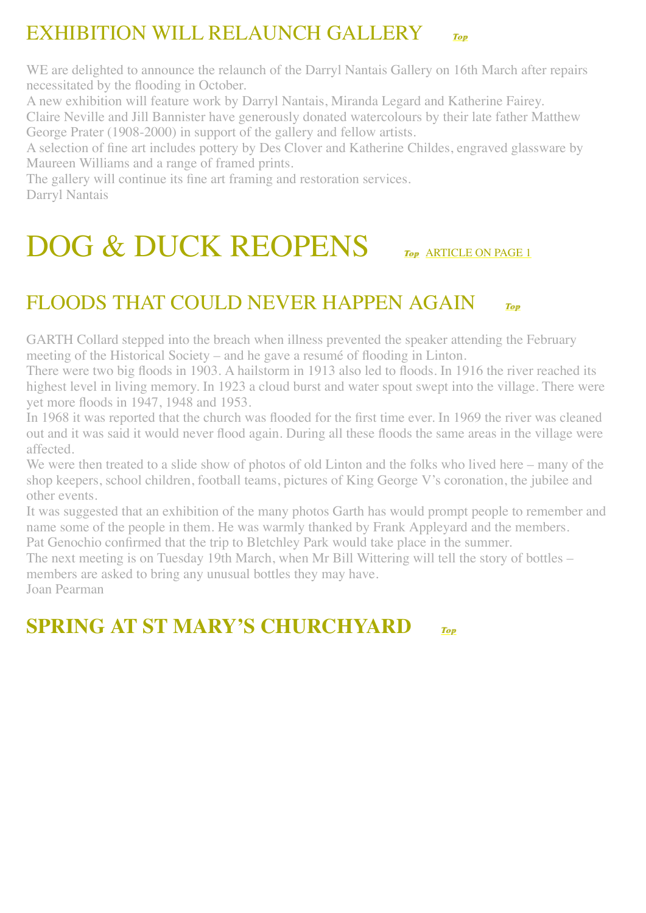## EXHIBITION WILL RELAUNCH GALLERY *Top*

WE are delighted to announce the relaunch of the Darryl Nantais Gallery on 16th March after repairs necessitated by the flooding in October.

A new exhibition will feature work by Darryl Nantais, Miranda Legard and Katherine Fairey.

Claire Neville and Jill Bannister have generously donated watercolours by their late father Matthew George Prater (1908-2000) in support of the gallery and fellow artists.

A selection of fine art includes pottery by Des Clover and Katherine Childes, engraved glassware by Maureen Williams and a range of framed prints.

The gallery will continue its fine art framing and restoration services.

Darryl Nantais

# DOG & DUCK REOPENS *Top* ARTICLE ON PAGE 1

## FLOODS THAT COULD NEVER HAPPEN AGAIN *Top*

GARTH Collard stepped into the breach when illness prevented the speaker attending the February meeting of the Historical Society – and he gave a resumé of flooding in Linton.

There were two big floods in 1903. A hailstorm in 1913 also led to floods. In 1916 the river reached its highest level in living memory. In 1923 a cloud burst and water spout swept into the village. There were yet more floods in 1947, 1948 and 1953.

In 1968 it was reported that the church was flooded for the first time ever. In 1969 the river was cleaned out and it was said it would never flood again. During all these floods the same areas in the village were affected.

We were then treated to a slide show of photos of old Linton and the folks who lived here – many of the shop keepers, school children, football teams, pictures of King George V's coronation, the jubilee and other events.

It was suggested that an exhibition of the many photos Garth has would prompt people to remember and name some of the people in them. He was warmly thanked by Frank Appleyard and the members.

Pat Genochio confirmed that the trip to Bletchley Park would take place in the summer.

The next meeting is on Tuesday 19th March, when Mr Bill Wittering will tell the story of bottles – members are asked to bring any unusual bottles they may have.

Joan Pearman

## **SPRING AT ST MARY'S CHURCHYARD** *Top*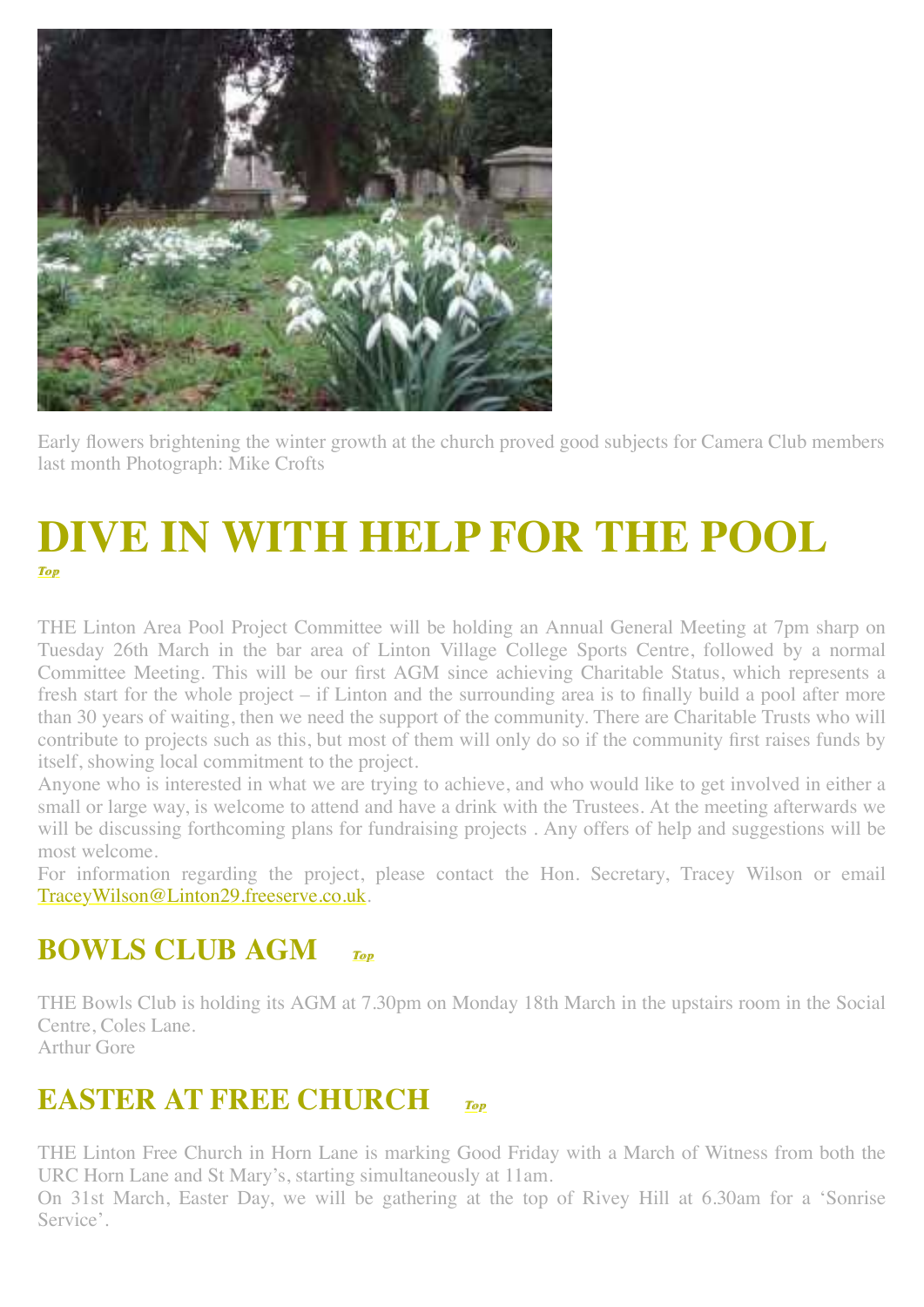Early flowers brightening the winter growth at the church proved good subjects for Camera Club members last month Photograph: Mike Crofts

# DIVE IN WITH HELP FOR THE POOL

*Top*

THE Linton Area Pool Project Committee will be holding an Annual General Meeting at 7pm sharp on Tuesday 26th March in the bar area of Linton Village College Sports Centre, followed by a normal Committee Meeting. This will be our first AGM since achieving Charitable Status, which represents a fresh start for the whole project – if Linton and the surrounding area is to finally build a pool after more than 30 years of waiting, then we need the support of the community. There are Charitable Trusts who will contribute to projects such as this, but most of them will only do so if the community first raises funds by itself, showing local commitment to the project.

Anyone who is interested in what we are trying to achieve, and who would like to get involved in either a small or large way, is welcome to attend and have a drink with the Trustees. At the meeting afterwards we will be discussing forthcoming plans for fundraising projects . Any offers of help and suggestions will be most welcome.

For information regarding the project, please contact the Hon. Secretary, Tracey Wilson or email TraceyWilson@Linton29.freeserve.co.uk.

## BOWLS CLUB AGM *Top*

THE Bowls Club is holding its AGM at 7.30pm on Monday 18th March in the upstairs room in the Social Centre, Coles Lane.

Arthur Gore

## EASTER AT FREE CHURCH *Top*

THE Linton Free Church in Horn Lane is marking Good Friday with a March of Witness from both the URC Horn Lane and St Mary's, starting simultaneously at 11am.

On 31st March, Easter Day, we will be gathering at the top of Rivey Hill at 6.30am for a 'Sonrise Service'.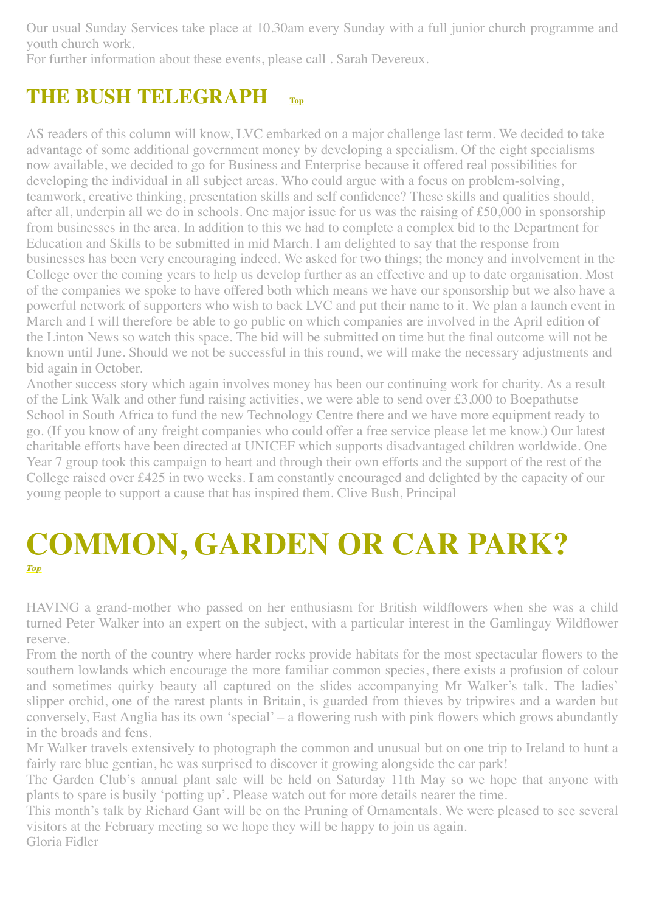Our usual Sunday Services take place at 10.30am every Sunday with a full junior church programme and youth church work.
For further information about these events, please call . Sarah Devereux.

## THE BUSH TELEGRAPH

Top

AS readers of this column will know, LVC embarked on a major challenge last term. We decided to take advantage of some additional government money by developing a specialism. Of the eight specialisms now available, we decided to go for Business and Enterprise because it offered real possibilities for developing the individual in all subject areas. Who could argue with a focus on problem-solving, teamwork, creative thinking, presentation skills and self confidence? These skills and qualities should, after all, underpin all we do in schools. One major issue for us was the raising of £50,000 in sponsorship from businesses in the area. In addition to this we had to complete a complex bid to the Department for Education and Skills to be submitted in mid March. I am delighted to say that the response from businesses has been very encouraging indeed. We asked for two things; the money and involvement in the College over the coming years to help us develop further as an effective and up to date organisation. Most of the companies we spoke to have offered both which means we have our sponsorship but we also have a powerful network of supporters who wish to back LVC and put their name to it. We plan a launch event in March and I will therefore be able to go public on which companies are involved in the April edition of the Linton News so watch this space. The bid will be submitted on time but the final outcome will not be known until June. Should we not be successful in this round, we will make the necessary adjustments and bid again in October.
Another success story which again involves money has been our continuing work for charity. As a result of the Link Walk and other fund raising activities, we were able to send over £3,000 to Boepathutse School in South Africa to fund the new Technology Centre there and we have more equipment ready to go. (If you know of any freight companies who could offer a free service please let me know.) Our latest charitable efforts have been directed at UNICEF which supports disadvantaged children worldwide. One Year 7 group took this campaign to heart and through their own efforts and the support of the rest of the College raised over £425 in two weeks. I am constantly encouraged and delighted by the capacity of our young people to support a cause that has inspired them. Clive Bush, Principal

# COMMON, GARDEN OR CAR PARK?

*Top*

HAVING a grand-mother who passed on her enthusiasm for British wildflowers when she was a child turned Peter Walker into an expert on the subject, with a particular interest in the Gamlingay Wildflower reserve.
From the north of the country where harder rocks provide habitats for the most spectacular flowers to the southern lowlands which encourage the more familiar common species, there exists a profusion of colour and sometimes quirky beauty all captured on the slides accompanying Mr Walker's talk. The ladies' slipper orchid, one of the rarest plants in Britain, is guarded from thieves by tripwires and a warden but conversely, East Anglia has its own 'special' – a flowering rush with pink flowers which grows abundantly in the broads and fens.
Mr Walker travels extensively to photograph the common and unusual but on one trip to Ireland to hunt a fairly rare blue gentian, he was surprised to discover it growing alongside the car park!
The Garden Club's annual plant sale will be held on Saturday 11th May so we hope that anyone with plants to spare is busily 'potting up'. Please watch out for more details nearer the time.
This month's talk by Richard Gant will be on the Pruning of Ornamentals. We were pleased to see several visitors at the February meeting so we hope they will be happy to join us again.
Gloria Fidler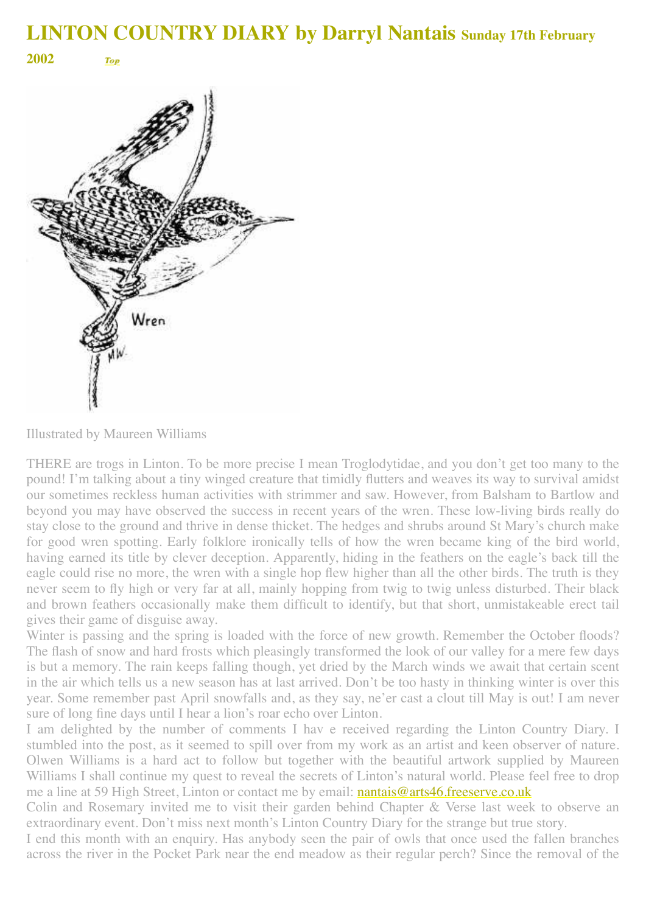# LINTON COUNTRY DIARY by Darryl Nantais **Sunday 17th February 2002** *Top*

Illustrated by Maureen Williams

THERE are trogs in Linton. To be more precise I mean Troglodytidae, and you don't get too many to the pound! I'm talking about a tiny winged creature that timidly flutters and weaves its way to survival amidst our sometimes reckless human activities with strimmer and saw. However, from Balsham to Bartlow and beyond you may have observed the success in recent years of the wren. These low-living birds really do stay close to the ground and thrive in dense thicket. The hedges and shrubs around St Mary's church make for good wren spotting. Early folklore ironically tells of how the wren became king of the bird world, having earned its title by clever deception. Apparently, hiding in the feathers on the eagle's back till the eagle could rise no more, the wren with a single hop flew higher than all the other birds. The truth is they never seem to fly high or very far at all, mainly hopping from twig to twig unless disturbed. Their black and brown feathers occasionally make them difficult to identify, but that short, unmistakeable erect tail gives their game of disguise away.

Winter is passing and the spring is loaded with the force of new growth. Remember the October floods? The flash of snow and hard frosts which pleasingly transformed the look of our valley for a mere few days is but a memory. The rain keeps falling though, yet dried by the March winds we await that certain scent in the air which tells us a new season has at last arrived. Don't be too hasty in thinking winter is over this year. Some remember past April snowfalls and, as they say, ne'er cast a clout till May is out! I am never sure of long fine days until I hear a lion's roar echo over Linton.

I am delighted by the number of comments I hav e received regarding the Linton Country Diary. I stumbled into the post, as it seemed to spill over from my work as an artist and keen observer of nature. Olwen Williams is a hard act to follow but together with the beautiful artwork supplied by Maureen Williams I shall continue my quest to reveal the secrets of Linton's natural world. Please feel free to drop me a line at 59 High Street, Linton or contact me by email: nantais@arts46.freeserve.co.uk

Colin and Rosemary invited me to visit their garden behind Chapter & Verse last week to observe an extraordinary event. Don't miss next month's Linton Country Diary for the strange but true story.

I end this month with an enquiry. Has anybody seen the pair of owls that once used the fallen branches across the river in the Pocket Park near the end meadow as their regular perch? Since the removal of the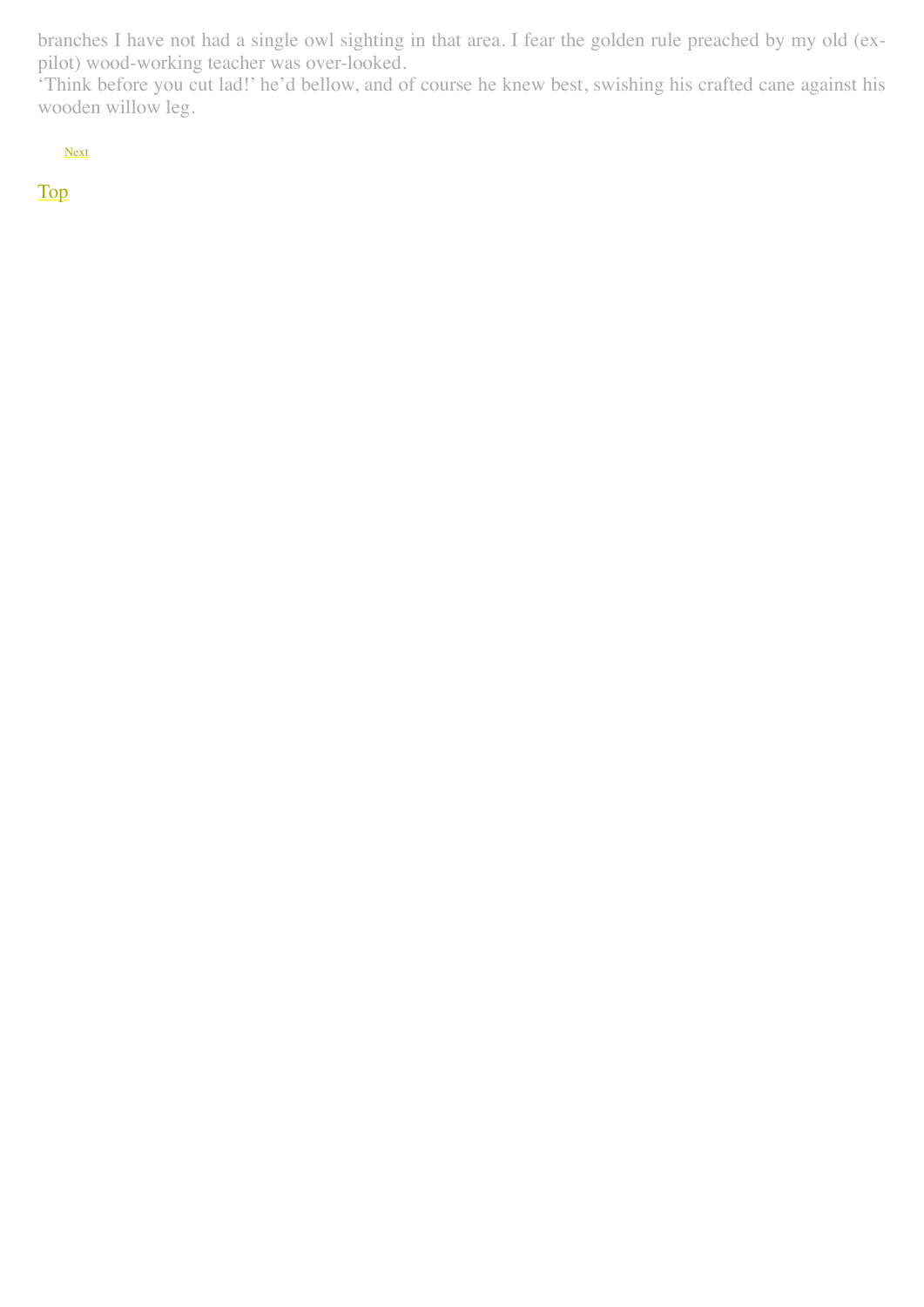branches I have not had a single owl sighting in that area. I fear the golden rule preached by my old (ex-pilot) wood-working teacher was over-looked.
'Think before you cut lad!' he'd bellow, and of course he knew best, swishing his crafted cane against his wooden willow leg.

Next

Top